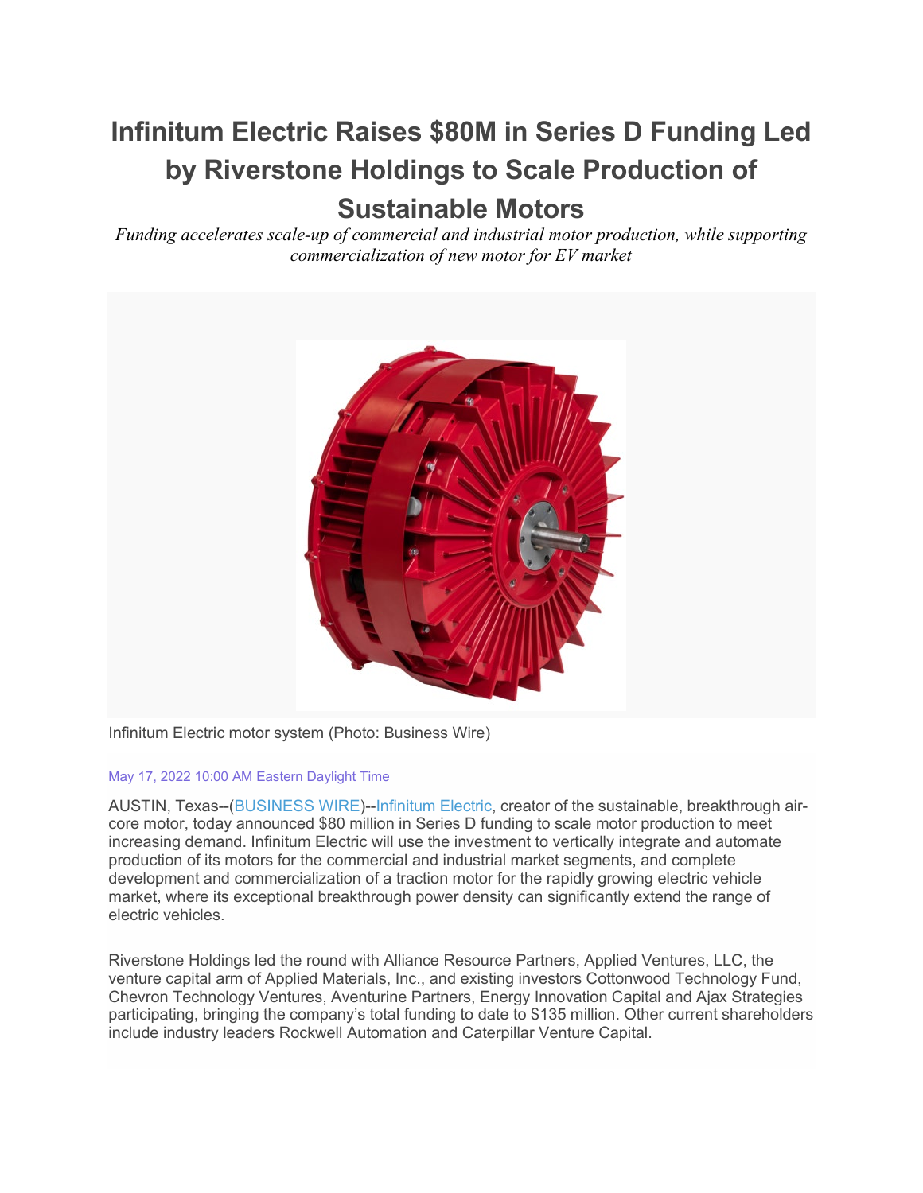# Infinitum Electric Raises $80M in Series D Funding Led by Riverstone Holdings to Scale Production of Sustainable Motors

*Funding accelerates scale-up of commercial and industrial motor production, while supporting commercialization of new motor for EV market*

Infinitum Electric motor system (Photo: Business Wire)

May 17, 2022 10:00 AM Eastern Daylight Time

AUSTIN, Texas--(BUSINESS WIRE)--Infinitum Electric, creator of the sustainable, breakthrough air-core motor, today announced $80 million in Series D funding to scale motor production to meet increasing demand. Infinitum Electric will use the investment to vertically integrate and automate production of its motors for the commercial and industrial market segments, and complete development and commercialization of a traction motor for the rapidly growing electric vehicle market, where its exceptional breakthrough power density can significantly extend the range of electric vehicles.

Riverstone Holdings led the round with Alliance Resource Partners, Applied Ventures, LLC, the venture capital arm of Applied Materials, Inc., and existing investors Cottonwood Technology Fund, Chevron Technology Ventures, Aventurine Partners, Energy Innovation Capital and Ajax Strategies participating, bringing the company's total funding to date to $135 million. Other current shareholders include industry leaders Rockwell Automation and Caterpillar Venture Capital.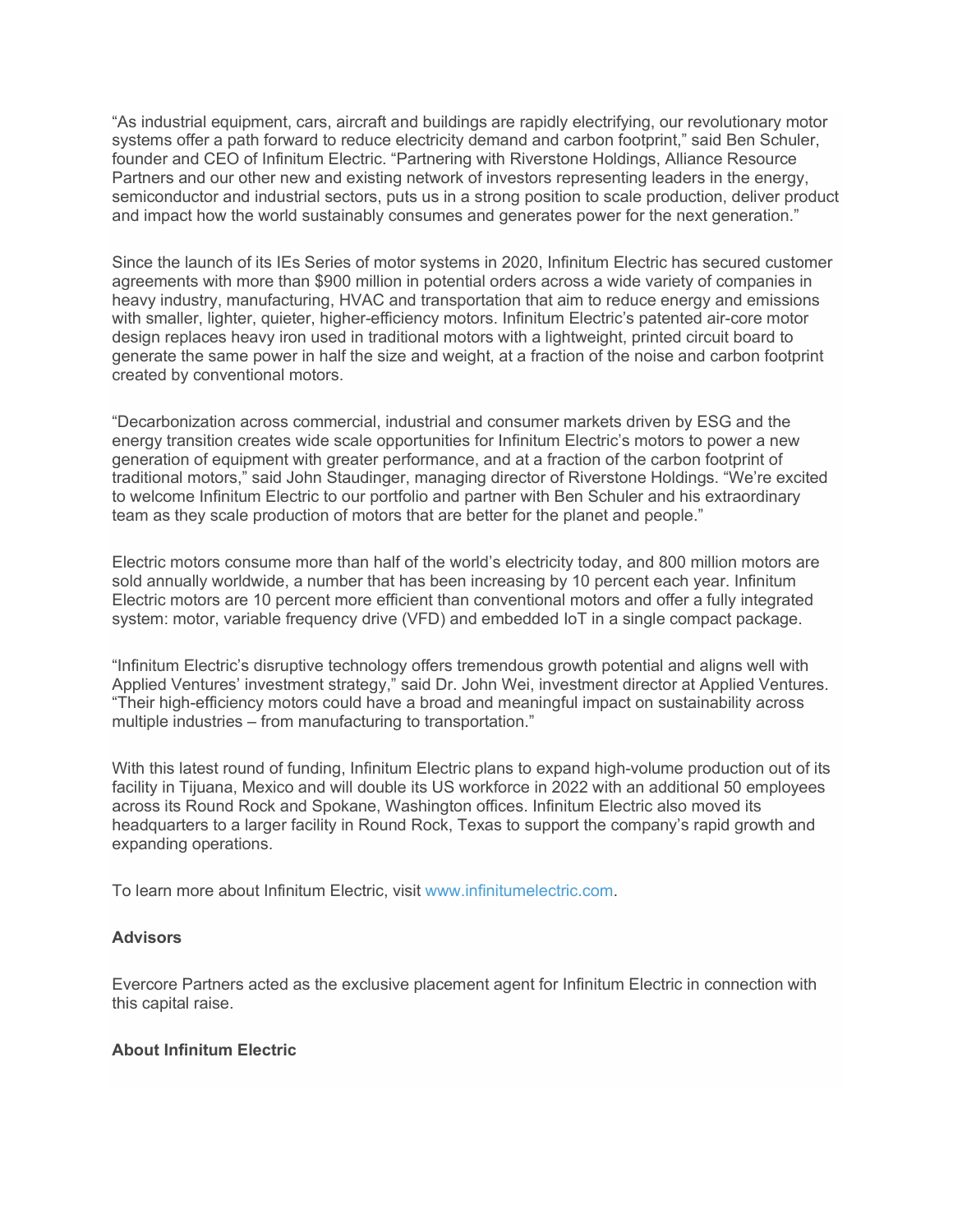"As industrial equipment, cars, aircraft and buildings are rapidly electrifying, our revolutionary motor systems offer a path forward to reduce electricity demand and carbon footprint," said Ben Schuler, founder and CEO of Infinitum Electric. "Partnering with Riverstone Holdings, Alliance Resource Partners and our other new and existing network of investors representing leaders in the energy, semiconductor and industrial sectors, puts us in a strong position to scale production, deliver product and impact how the world sustainably consumes and generates power for the next generation."

Since the launch of its IEs Series of motor systems in 2020, Infinitum Electric has secured customer agreements with more than $900 million in potential orders across a wide variety of companies in heavy industry, manufacturing, HVAC and transportation that aim to reduce energy and emissions with smaller, lighter, quieter, higher-efficiency motors. Infinitum Electric's patented air-core motor design replaces heavy iron used in traditional motors with a lightweight, printed circuit board to generate the same power in half the size and weight, at a fraction of the noise and carbon footprint created by conventional motors.

"Decarbonization across commercial, industrial and consumer markets driven by ESG and the energy transition creates wide scale opportunities for Infinitum Electric's motors to power a new generation of equipment with greater performance, and at a fraction of the carbon footprint of traditional motors," said John Staudinger, managing director of Riverstone Holdings. "We're excited to welcome Infinitum Electric to our portfolio and partner with Ben Schuler and his extraordinary team as they scale production of motors that are better for the planet and people."

Electric motors consume more than half of the world's electricity today, and 800 million motors are sold annually worldwide, a number that has been increasing by 10 percent each year. Infinitum Electric motors are 10 percent more efficient than conventional motors and offer a fully integrated system: motor, variable frequency drive (VFD) and embedded IoT in a single compact package.

"Infinitum Electric's disruptive technology offers tremendous growth potential and aligns well with Applied Ventures' investment strategy," said Dr. John Wei, investment director at Applied Ventures. "Their high-efficiency motors could have a broad and meaningful impact on sustainability across multiple industries – from manufacturing to transportation."

With this latest round of funding, Infinitum Electric plans to expand high-volume production out of its facility in Tijuana, Mexico and will double its US workforce in 2022 with an additional 50 employees across its Round Rock and Spokane, Washington offices. Infinitum Electric also moved its headquarters to a larger facility in Round Rock, Texas to support the company's rapid growth and expanding operations.

To learn more about Infinitum Electric, visit www.infinitumelectric.com.

**Advisors**

Evercore Partners acted as the exclusive placement agent for Infinitum Electric in connection with this capital raise.

**About Infinitum Electric**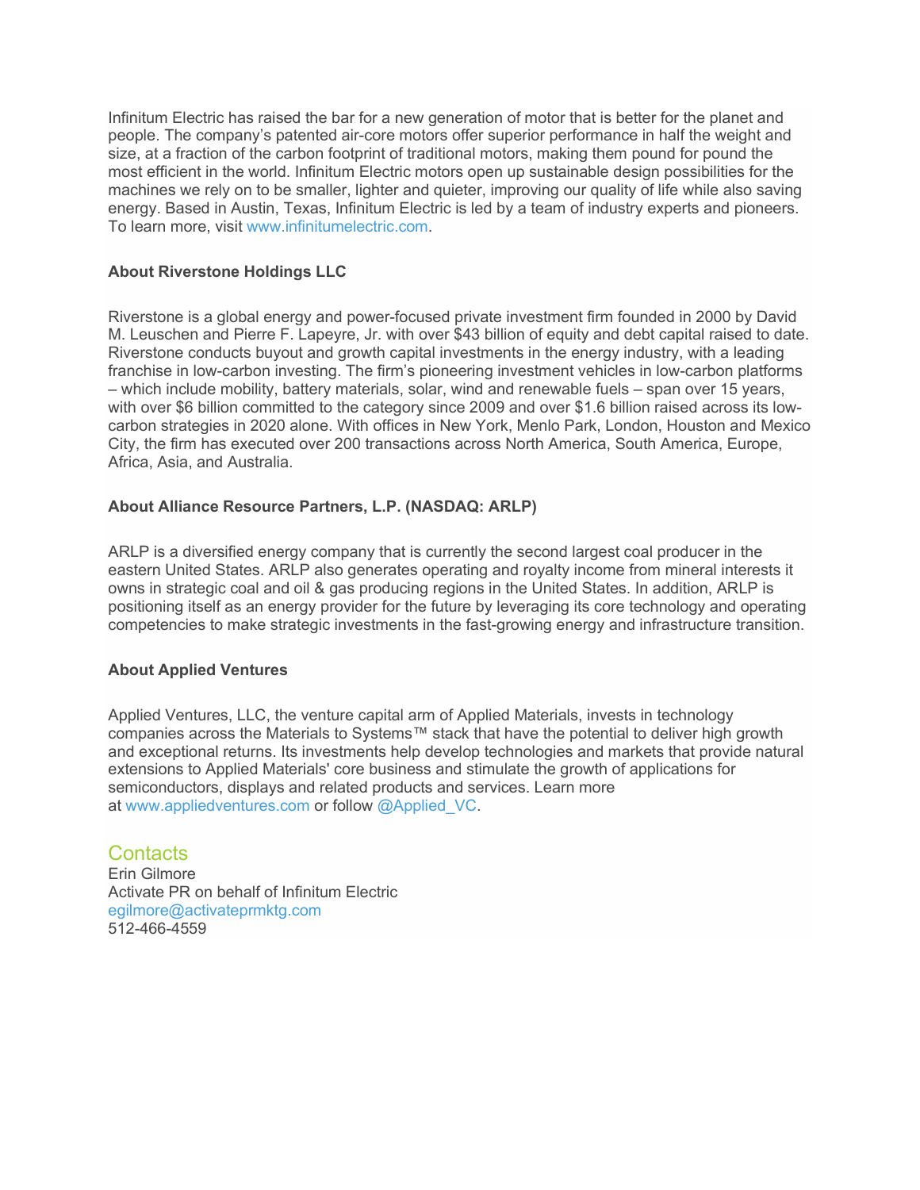Infinitum Electric has raised the bar for a new generation of motor that is better for the planet and people. The company's patented air-core motors offer superior performance in half the weight and size, at a fraction of the carbon footprint of traditional motors, making them pound for pound the most efficient in the world. Infinitum Electric motors open up sustainable design possibilities for the machines we rely on to be smaller, lighter and quieter, improving our quality of life while also saving energy. Based in Austin, Texas, Infinitum Electric is led by a team of industry experts and pioneers. To learn more, visit www.infinitumelectric.com.

**About Riverstone Holdings LLC**

Riverstone is a global energy and power-focused private investment firm founded in 2000 by David M. Leuschen and Pierre F. Lapeyre, Jr. with over $43 billion of equity and debt capital raised to date. Riverstone conducts buyout and growth capital investments in the energy industry, with a leading franchise in low-carbon investing. The firm's pioneering investment vehicles in low-carbon platforms – which include mobility, battery materials, solar, wind and renewable fuels – span over 15 years, with over $6 billion committed to the category since 2009 and over $1.6 billion raised across its low-carbon strategies in 2020 alone. With offices in New York, Menlo Park, London, Houston and Mexico City, the firm has executed over 200 transactions across North America, South America, Europe, Africa, Asia, and Australia.

**About Alliance Resource Partners, L.P. (NASDAQ: ARLP)**

ARLP is a diversified energy company that is currently the second largest coal producer in the eastern United States. ARLP also generates operating and royalty income from mineral interests it owns in strategic coal and oil & gas producing regions in the United States. In addition, ARLP is positioning itself as an energy provider for the future by leveraging its core technology and operating competencies to make strategic investments in the fast-growing energy and infrastructure transition.

**About Applied Ventures**

Applied Ventures, LLC, the venture capital arm of Applied Materials, invests in technology companies across the Materials to Systems™ stack that have the potential to deliver high growth and exceptional returns. Its investments help develop technologies and markets that provide natural extensions to Applied Materials' core business and stimulate the growth of applications for semiconductors, displays and related products and services. Learn more at www.appliedventures.com or follow @Applied_VC.

## Contacts

Erin Gilmore
Activate PR on behalf of Infinitum Electric
egilmore@activateprmktg.com
512-466-4559